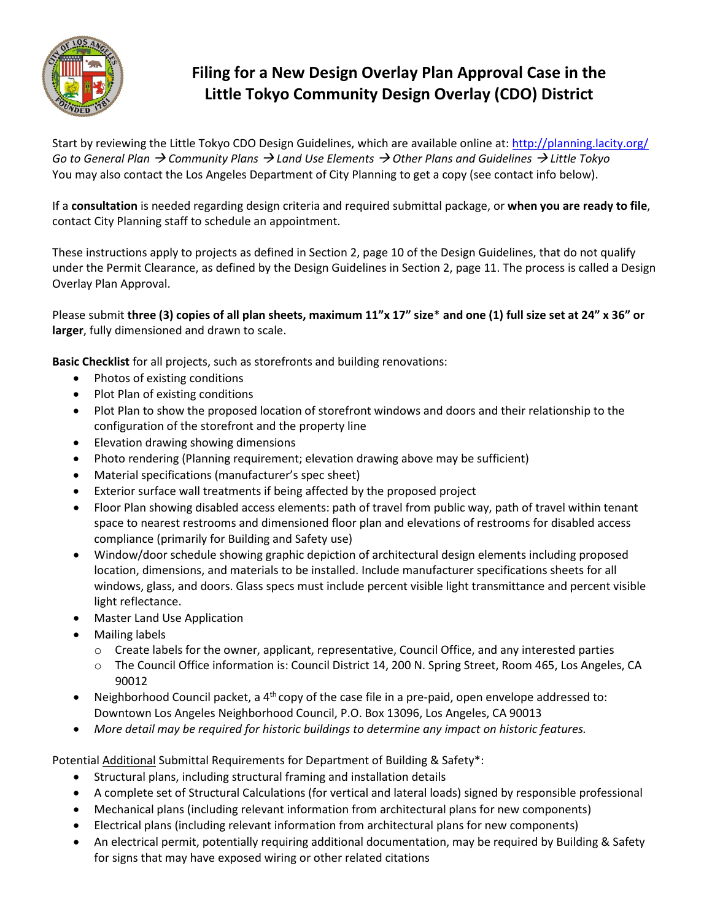# Filing for a New Design Overlay Plan Approval Case in the Little Tokyo Community Design Overlay (CDO) District

Start by reviewing the Little Tokyo CDO Design Guidelines, which are available online at: http://planning.lacity.org/ *Go to General Plan → Community Plans → Land Use Elements → Other Plans and Guidelines → Little Tokyo*
You may also contact the Los Angeles Department of City Planning to get a copy (see contact info below).

If a **consultation** is needed regarding design criteria and required submittal package, or **when you are ready to file**, contact City Planning staff to schedule an appointment.

These instructions apply to projects as defined in Section 2, page 10 of the Design Guidelines, that do not qualify under the Permit Clearance, as defined by the Design Guidelines in Section 2, page 11. The process is called a Design Overlay Plan Approval.

Please submit **three (3) copies of all plan sheets, maximum 11"x 17" size*** **and one (1) full size set at 24" x 36" or larger**, fully dimensioned and drawn to scale.

**Basic Checklist** for all projects, such as storefronts and building renovations:

- Photos of existing conditions
- Plot Plan of existing conditions
- Plot Plan to show the proposed location of storefront windows and doors and their relationship to the configuration of the storefront and the property line
- Elevation drawing showing dimensions
- Photo rendering (Planning requirement; elevation drawing above may be sufficient)
- Material specifications (manufacturer's spec sheet)
- Exterior surface wall treatments if being affected by the proposed project
- Floor Plan showing disabled access elements: path of travel from public way, path of travel within tenant space to nearest restrooms and dimensioned floor plan and elevations of restrooms for disabled access compliance (primarily for Building and Safety use)
- Window/door schedule showing graphic depiction of architectural design elements including proposed location, dimensions, and materials to be installed. Include manufacturer specifications sheets for all windows, glass, and doors. Glass specs must include percent visible light transmittance and percent visible light reflectance.
- Master Land Use Application
- Mailing labels
  - Create labels for the owner, applicant, representative, Council Office, and any interested parties
  - The Council Office information is: Council District 14, 200 N. Spring Street, Room 465, Los Angeles, CA 90012
- Neighborhood Council packet, a 4th copy of the case file in a pre-paid, open envelope addressed to: Downtown Los Angeles Neighborhood Council, P.O. Box 13096, Los Angeles, CA 90013
- *More detail may be required for historic buildings to determine any impact on historic features.*

Potential Additional Submittal Requirements for Department of Building & Safety*:

- Structural plans, including structural framing and installation details
- A complete set of Structural Calculations (for vertical and lateral loads) signed by responsible professional
- Mechanical plans (including relevant information from architectural plans for new components)
- Electrical plans (including relevant information from architectural plans for new components)
- An electrical permit, potentially requiring additional documentation, may be required by Building & Safety for signs that may have exposed wiring or other related citations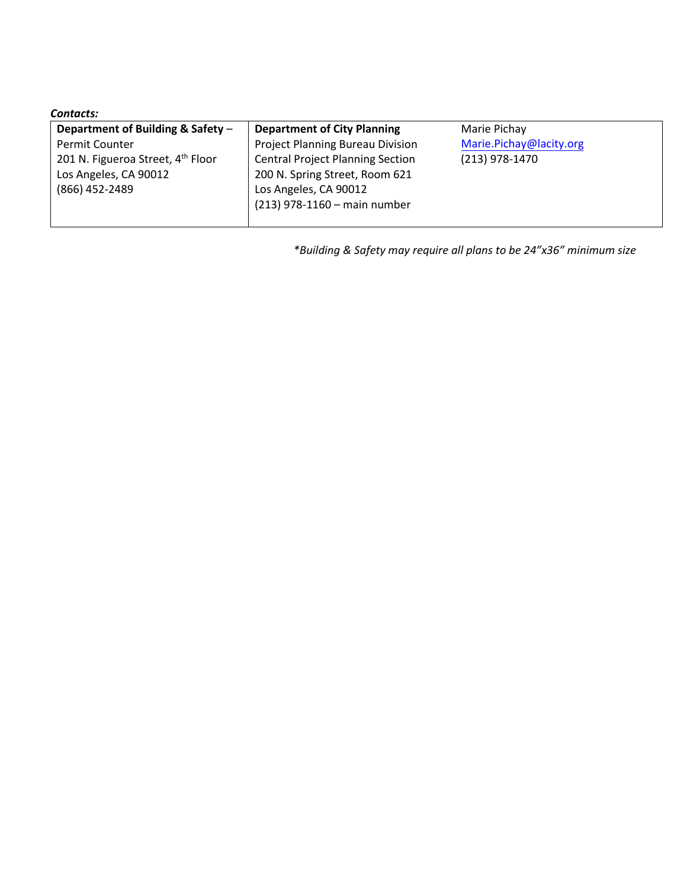***Contacts:***

| | | |
|---|---|---|
| **Department of Building & Safety** – Permit Counter<br>201 N. Figueroa Street, 4th Floor<br>Los Angeles, CA 90012<br>(866) 452-2489 | **Department of City Planning**<br>Project Planning Bureau Division<br>Central Project Planning Section<br>200 N. Spring Street, Room 621<br>Los Angeles, CA 90012<br>(213) 978-1160 – main number | Marie Pichay<br>Marie.Pichay@lacity.org<br>(213) 978-1470 |

*\*Building & Safety may require all plans to be 24"x36" minimum size*